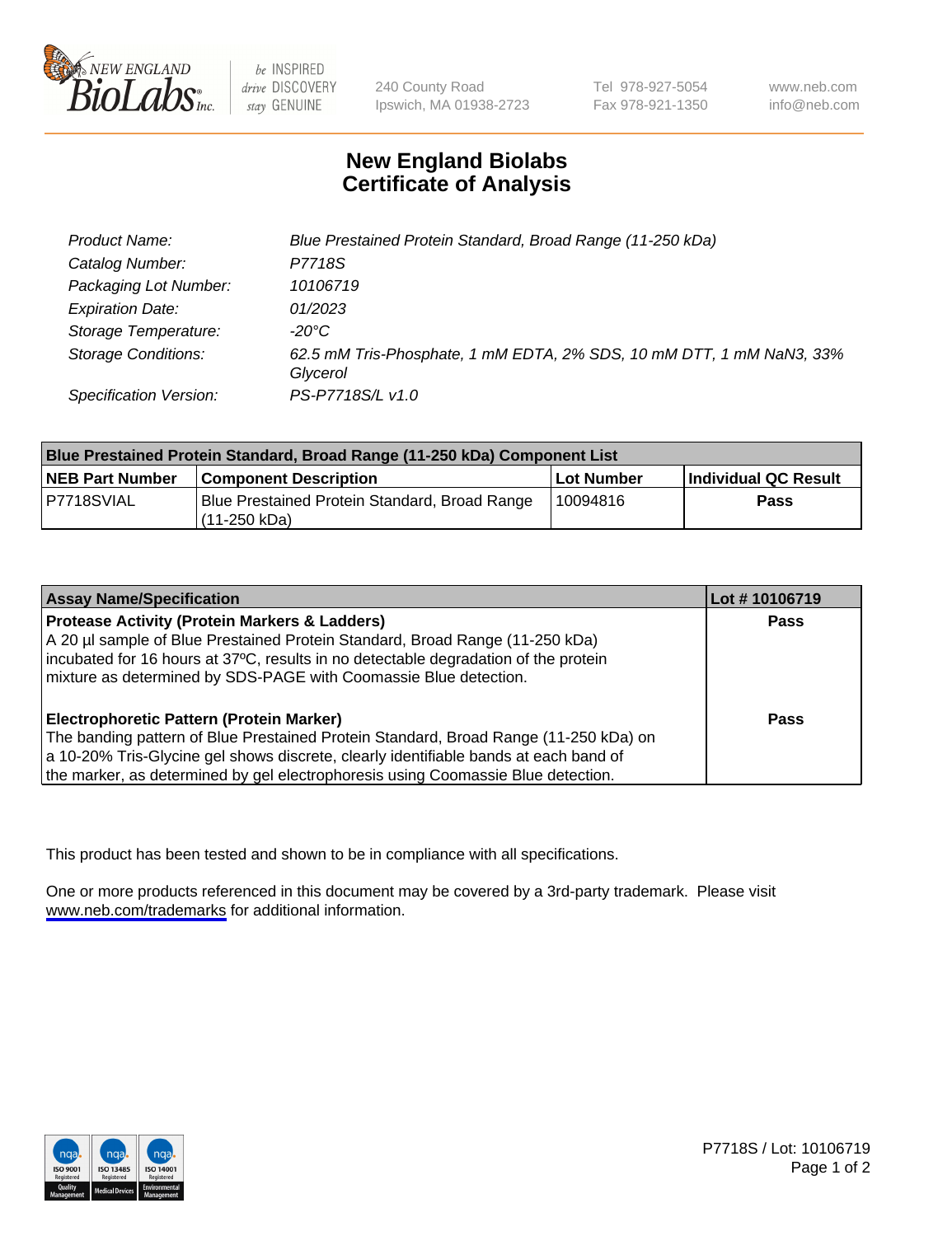240 County Road
Ipswich, MA 01938-2723

Tel 978-927-5054
Fax 978-921-1350

www.neb.com
info@neb.com

# New England Biolabs
# Certificate of Analysis

| | |
|---|---|
| Product Name: | *Blue Prestained Protein Standard, Broad Range (11-250 kDa)* |
| Catalog Number: | *P7718S* |
| Packaging Lot Number: | *10106719* |
| Expiration Date: | *01/2023* |
| Storage Temperature: | *-20°C* |
| Storage Conditions: | *62.5 mM Tris-Phosphate, 1 mM EDTA, 2% SDS, 10 mM DTT, 1 mM NaN3, 33% Glycerol* |
| Specification Version: | *PS-P7718S/L v1.0* |

| Blue Prestained Protein Standard, Broad Range (11-250 kDa) Component List | | | |
|---|---|---|---|
| **NEB Part Number** | **Component Description** | **Lot Number** | **Individual QC Result** |
| P7718SVIAL | Blue Prestained Protein Standard, Broad Range (11-250 kDa) | 10094816 | **Pass** |

| Assay Name/Specification | Lot # 10106719 |
|---|---|
| **Protease Activity (Protein Markers & Ladders)**<br>A 20 µl sample of Blue Prestained Protein Standard, Broad Range (11-250 kDa) incubated for 16 hours at 37ºC, results in no detectable degradation of the protein mixture as determined by SDS-PAGE with Coomassie Blue detection. | **Pass** |
| **Electrophoretic Pattern (Protein Marker)**<br>The banding pattern of Blue Prestained Protein Standard, Broad Range (11-250 kDa) on a 10-20% Tris-Glycine gel shows discrete, clearly identifiable bands at each band of the marker, as determined by gel electrophoresis using Coomassie Blue detection. | **Pass** |

This product has been tested and shown to be in compliance with all specifications.

One or more products referenced in this document may be covered by a 3rd-party trademark. Please visit www.neb.com/trademarks for additional information.

P7718S / Lot: 10106719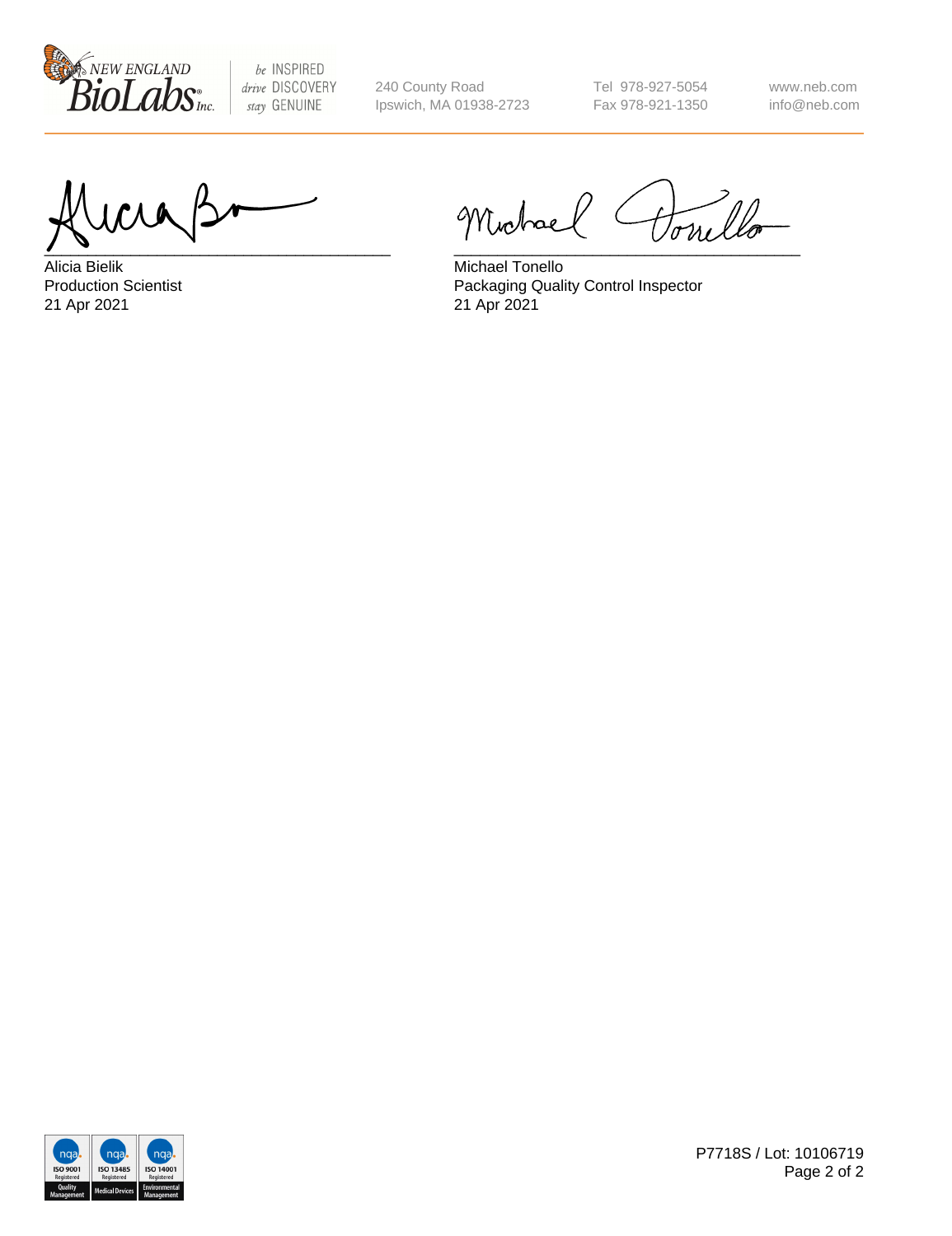Alicia Bielik
Production Scientist
21 Apr 2021

Michael Tonello
Packaging Quality Control Inspector
21 Apr 2021

P7718S / Lot: 10106719